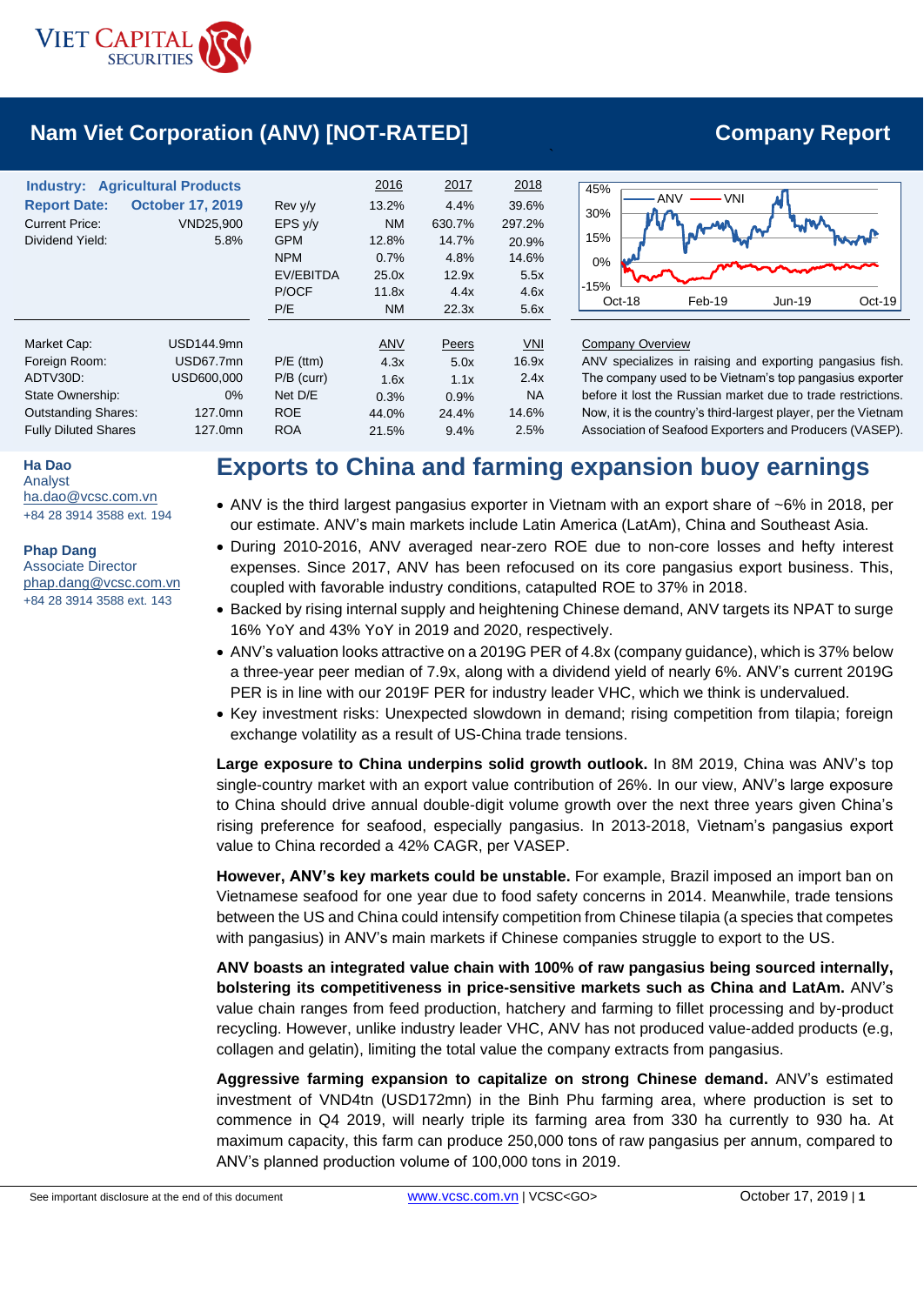# Nam Viet Corporation (ANV) [NOT-RATED]

**Company Report**

| **Industry:** | **Agricultural Products** | | 2016 | 2017 | 2018 |
|---|---|---|---|---|---|
| **Report Date:** | **October 17, 2019** | Rev y/y | 13.2% | 4.4% | 39.6% |
| Current Price: | VND25,900 | EPS y/y | NM | 630.7% | 297.2% |
| Dividend Yield: | 5.8% | GPM | 12.8% | 14.7% | 20.9% |
| | | NPM | 0.7% | 4.8% | 14.6% |
| | | EV/EBITDA | 25.0x | 12.9x | 5.5x |
| | | P/OCF | 11.8x | 4.4x | 4.6x |
| | | P/E | NM | 22.3x | 5.6x |

| | | | ANV | Peers | VNI |
|---|---|---|---|---|---|
| Market Cap: | USD144.9mn | P/E (ttm) | 4.3x | 5.0x | 16.9x |
| Foreign Room: | USD67.7mn | P/B (curr) | 1.6x | 1.1x | 2.4x |
| ADTV30D: | USD600,000 | Net D/E | 0.3% | 0.9% | NA |
| State Ownership: | 0% | ROE | 44.0% | 24.4% | 14.6% |
| Outstanding Shares: | 127.0mn | ROA | 21.5% | 9.4% | 2.5% |
| Fully Diluted Shares | 127.0mn | | | | |

**Company Overview**

ANV specializes in raising and exporting pangasius fish. The company used to be Vietnam's top pangasius exporter before it lost the Russian market due to trade restrictions. Now, it is the country's third-largest player, per the Vietnam Association of Seafood Exporters and Producers (VASEP).

**Ha Dao**
Analyst
ha.dao@vcsc.com.vn
+84 28 3914 3588 ext. 194

**Phap Dang**
Associate Director
phap.dang@vcsc.com.vn
+84 28 3914 3588 ext. 143

## Exports to China and farming expansion buoy earnings

- ANV is the third largest pangasius exporter in Vietnam with an export share of ~6% in 2018, per our estimate. ANV's main markets include Latin America (LatAm), China and Southeast Asia.
- During 2010-2016, ANV averaged near-zero ROE due to non-core losses and hefty interest expenses. Since 2017, ANV has been refocused on its core pangasius export business. This, coupled with favorable industry conditions, catapulted ROE to 37% in 2018.
- Backed by rising internal supply and heightening Chinese demand, ANV targets its NPAT to surge 16% YoY and 43% YoY in 2019 and 2020, respectively.
- ANV's valuation looks attractive on a 2019G PER of 4.8x (company guidance), which is 37% below a three-year peer median of 7.9x, along with a dividend yield of nearly 6%. ANV's current 2019G PER is in line with our 2019F PER for industry leader VHC, which we think is undervalued.
- Key investment risks: Unexpected slowdown in demand; rising competition from tilapia; foreign exchange volatility as a result of US-China trade tensions.

**Large exposure to China underpins solid growth outlook.** In 8M 2019, China was ANV's top single-country market with an export value contribution of 26%. In our view, ANV's large exposure to China should drive annual double-digit volume growth over the next three years given China's rising preference for seafood, especially pangasius. In 2013-2018, Vietnam's pangasius export value to China recorded a 42% CAGR, per VASEP.

**However, ANV's key markets could be unstable.** For example, Brazil imposed an import ban on Vietnamese seafood for one year due to food safety concerns in 2014. Meanwhile, trade tensions between the US and China could intensify competition from Chinese tilapia (a species that competes with pangasius) in ANV's main markets if Chinese companies struggle to export to the US.

**ANV boasts an integrated value chain with 100% of raw pangasius being sourced internally, bolstering its competitiveness in price-sensitive markets such as China and LatAm.** ANV's value chain ranges from feed production, hatchery and farming to fillet processing and by-product recycling. However, unlike industry leader VHC, ANV has not produced value-added products (e.g, collagen and gelatin), limiting the total value the company extracts from pangasius.

**Aggressive farming expansion to capitalize on strong Chinese demand.** ANV's estimated investment of VND4tn (USD172mn) in the Binh Phu farming area, where production is set to commence in Q4 2019, will nearly triple its farming area from 330 ha currently to 930 ha. At maximum capacity, this farm can produce 250,000 tons of raw pangasius per annum, compared to ANV's planned production volume of 100,000 tons in 2019.

See important disclosure at the end of this document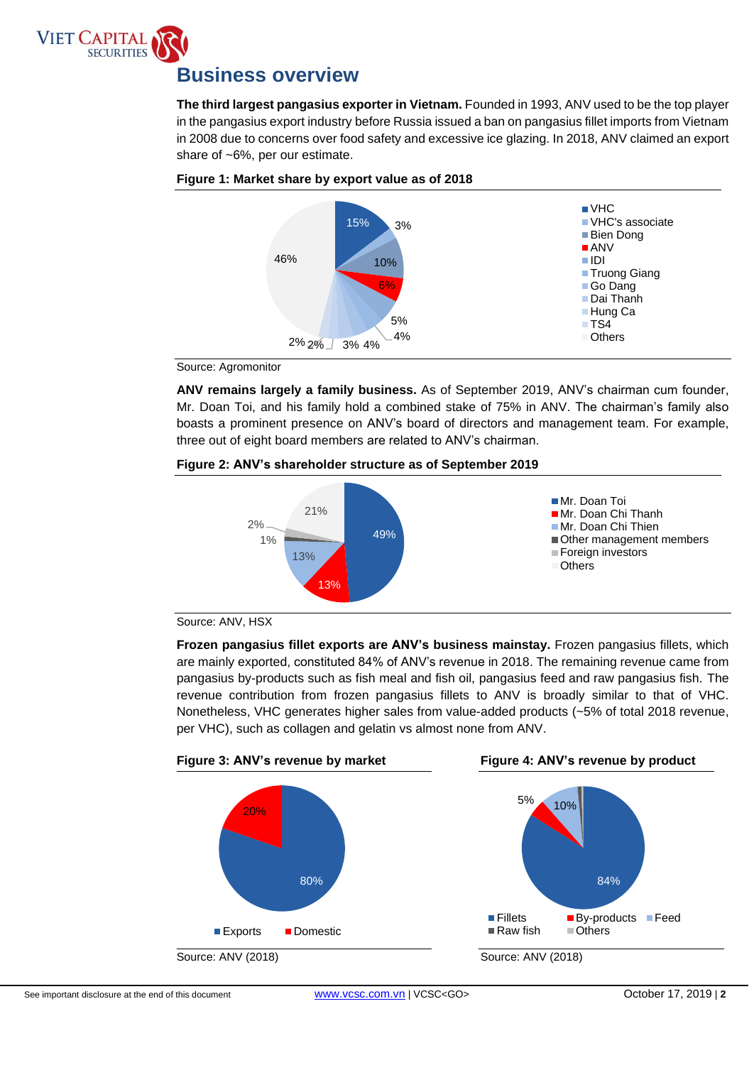# Business overview

**The third largest pangasius exporter in Vietnam.** Founded in 1993, ANV used to be the top player in the pangasius export industry before Russia issued a ban on pangasius fillet imports from Vietnam in 2008 due to concerns over food safety and excessive ice glazing. In 2018, ANV claimed an export share of ~6%, per our estimate.

**Figure 1: Market share by export value as of 2018**

| Company | Share |
|---|---|
| VHC | 15% |
| VHC's associate | 3% |
| Bien Dong | 10% |
| ANV | 6% |
| IDI | 5% |
| Truong Giang | 4% |
| Go Dang | 4% |
| Dai Thanh | 3% |
| Hung Ca | 2% |
| TS4 | 2% |
| Others | 46% |

Source: Agromonitor

**ANV remains largely a family business.** As of September 2019, ANV's chairman cum founder, Mr. Doan Toi, and his family hold a combined stake of 75% in ANV. The chairman's family also boasts a prominent presence on ANV's board of directors and management team. For example, three out of eight board members are related to ANV's chairman.

**Figure 2: ANV's shareholder structure as of September 2019**

| Shareholder | Stake |
|---|---|
| Mr. Doan Toi | 49% |
| Mr. Doan Chi Thanh | 13% |
| Mr. Doan Chi Thien | 13% |
| Other management members | 1% |
| Foreign investors | 2% |
| Others | 21% |

Source: ANV, HSX

**Frozen pangasius fillet exports are ANV's business mainstay.** Frozen pangasius fillets, which are mainly exported, constituted 84% of ANV's revenue in 2018. The remaining revenue came from pangasius by-products such as fish meal and fish oil, pangasius feed and raw pangasius fish. The revenue contribution from frozen pangasius fillets to ANV is broadly similar to that of VHC. Nonetheless, VHC generates higher sales from value-added products (~5% of total 2018 revenue, per VHC), such as collagen and gelatin vs almost none from ANV.

**Figure 3: ANV's revenue by market**

| Market | Share |
|---|---|
| Exports | 80% |
| Domestic | 20% |

Source: ANV (2018)

**Figure 4: ANV's revenue by product**

| Product | Share |
|---|---|
| Fillets | 84% |
| By-products | 5% |
| Feed | 10% |
| Raw fish | |
| Others | |

Source: ANV (2018)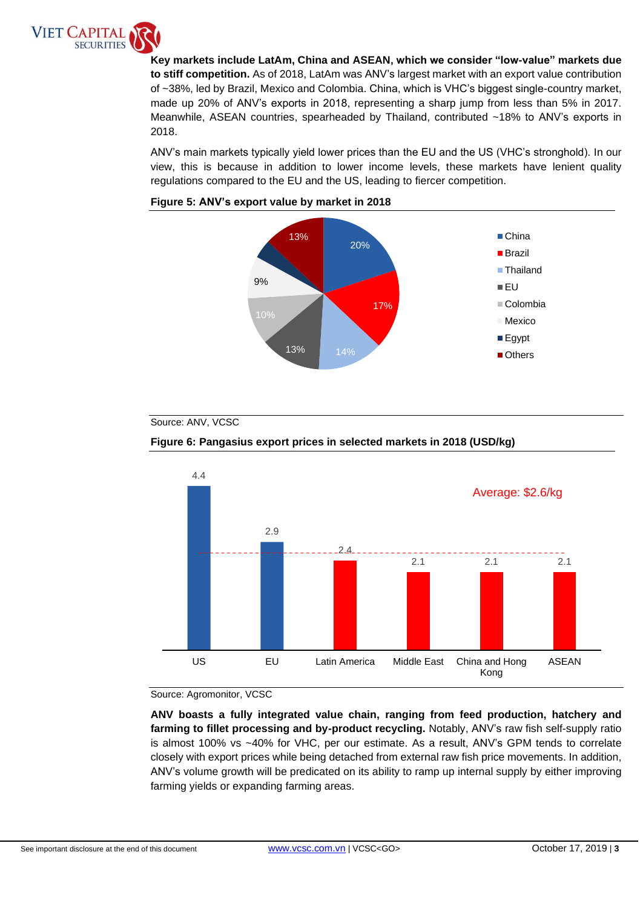**Key markets include LatAm, China and ASEAN, which we consider "low-value" markets due to stiff competition.** As of 2018, LatAm was ANV's largest market with an export value contribution of ~38%, led by Brazil, Mexico and Colombia. China, which is VHC's biggest single-country market, made up 20% of ANV's exports in 2018, representing a sharp jump from less than 5% in 2017. Meanwhile, ASEAN countries, spearheaded by Thailand, contributed ~18% to ANV's exports in 2018.

ANV's main markets typically yield lower prices than the EU and the US (VHC's stronghold). In our view, this is because in addition to lower income levels, these markets have lenient quality regulations compared to the EU and the US, leading to fiercer competition.

**Figure 5: ANV's export value by market in 2018**

| Market | Share |
|---|---|
| China | 20% |
| Brazil | 17% |
| Thailand | 14% |
| EU | 13% |
| Colombia | 10% |
| Mexico | 9% |
| Egypt | |
| Others | 13% |

Source: ANV, VCSC

**Figure 6: Pangasius export prices in selected markets in 2018 (USD/kg)**

| Market | USD/kg |
|---|---|
| US | 4.4 |
| EU | 2.9 |
| Latin America | 2.4 |
| Middle East | 2.1 |
| China and Hong Kong | 2.1 |
| ASEAN | 2.1 |

Average: $2.6/kg

Source: Agromonitor, VCSC

**ANV boasts a fully integrated value chain, ranging from feed production, hatchery and farming to fillet processing and by-product recycling.** Notably, ANV's raw fish self-supply ratio is almost 100% vs ~40% for VHC, per our estimate. As a result, ANV's GPM tends to correlate closely with export prices while being detached from external raw fish price movements. In addition, ANV's volume growth will be predicated on its ability to ramp up internal supply by either improving farming yields or expanding farming areas.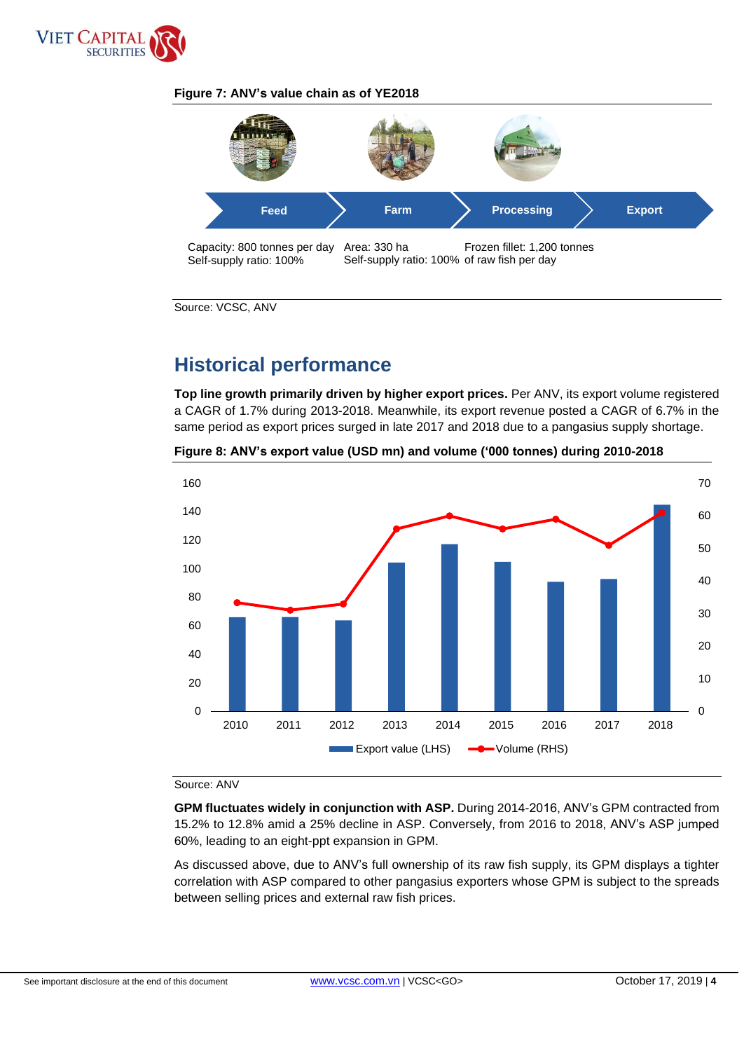**Figure 7: ANV's value chain as of YE2018**

| Feed | Farm | Processing | Export |
|---|---|---|---|
| Capacity: 800 tonnes per day<br>Self-supply ratio: 100% | Area: 330 ha<br>Self-supply ratio: 100% | Frozen fillet: 1,200 tonnes of raw fish per day | |

Source: VCSC, ANV

## Historical performance

**Top line growth primarily driven by higher export prices.** Per ANV, its export volume registered a CAGR of 1.7% during 2013-2018. Meanwhile, its export revenue posted a CAGR of 6.7% in the same period as export prices surged in late 2017 and 2018 due to a pangasius supply shortage.

**Figure 8: ANV's export value (USD mn) and volume ('000 tonnes) during 2010-2018**

Legend: Export value (LHS), Volume (RHS)

Source: ANV

**GPM fluctuates widely in conjunction with ASP.** During 2014-2016, ANV's GPM contracted from 15.2% to 12.8% amid a 25% decline in ASP. Conversely, from 2016 to 2018, ANV's ASP jumped 60%, leading to an eight-ppt expansion in GPM.

As discussed above, due to ANV's full ownership of its raw fish supply, its GPM displays a tighter correlation with ASP compared to other pangasius exporters whose GPM is subject to the spreads between selling prices and external raw fish prices.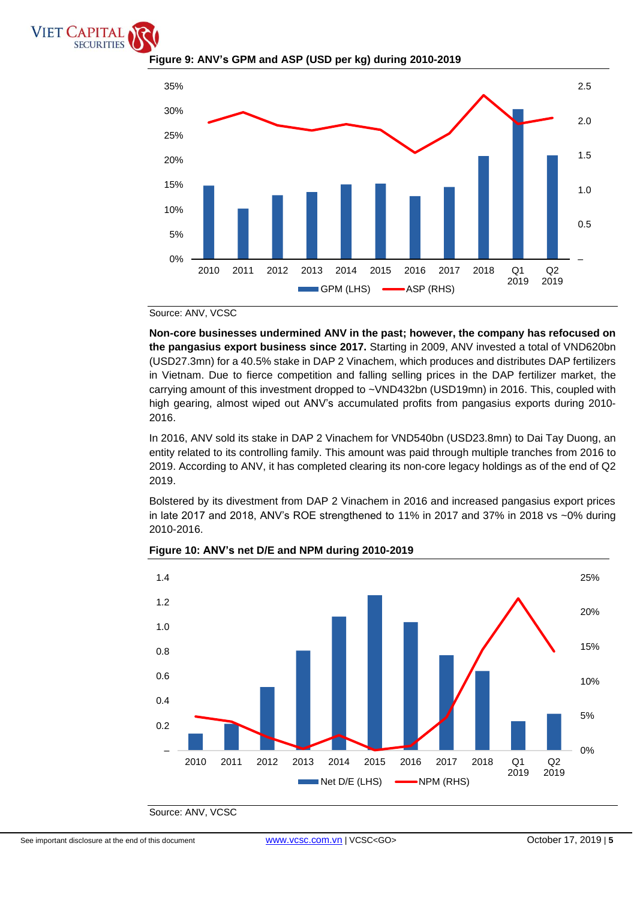**Figure 9: ANV's GPM and ASP (USD per kg) during 2010-2019**

Source: ANV, VCSC

**Non-core businesses undermined ANV in the past; however, the company has refocused on the pangasius export business since 2017.** Starting in 2009, ANV invested a total of VND620bn (USD27.3mn) for a 40.5% stake in DAP 2 Vinachem, which produces and distributes DAP fertilizers in Vietnam. Due to fierce competition and falling selling prices in the DAP fertilizer market, the carrying amount of this investment dropped to ~VND432bn (USD19mn) in 2016. This, coupled with high gearing, almost wiped out ANV's accumulated profits from pangasius exports during 2010-2016.

In 2016, ANV sold its stake in DAP 2 Vinachem for VND540bn (USD23.8mn) to Dai Tay Duong, an entity related to its controlling family. This amount was paid through multiple tranches from 2016 to 2019. According to ANV, it has completed clearing its non-core legacy holdings as of the end of Q2 2019.

Bolstered by its divestment from DAP 2 Vinachem in 2016 and increased pangasius export prices in late 2017 and 2018, ANV's ROE strengthened to 11% in 2017 and 37% in 2018 vs ~0% during 2010-2016.

**Figure 10: ANV's net D/E and NPM during 2010-2019**

Source: ANV, VCSC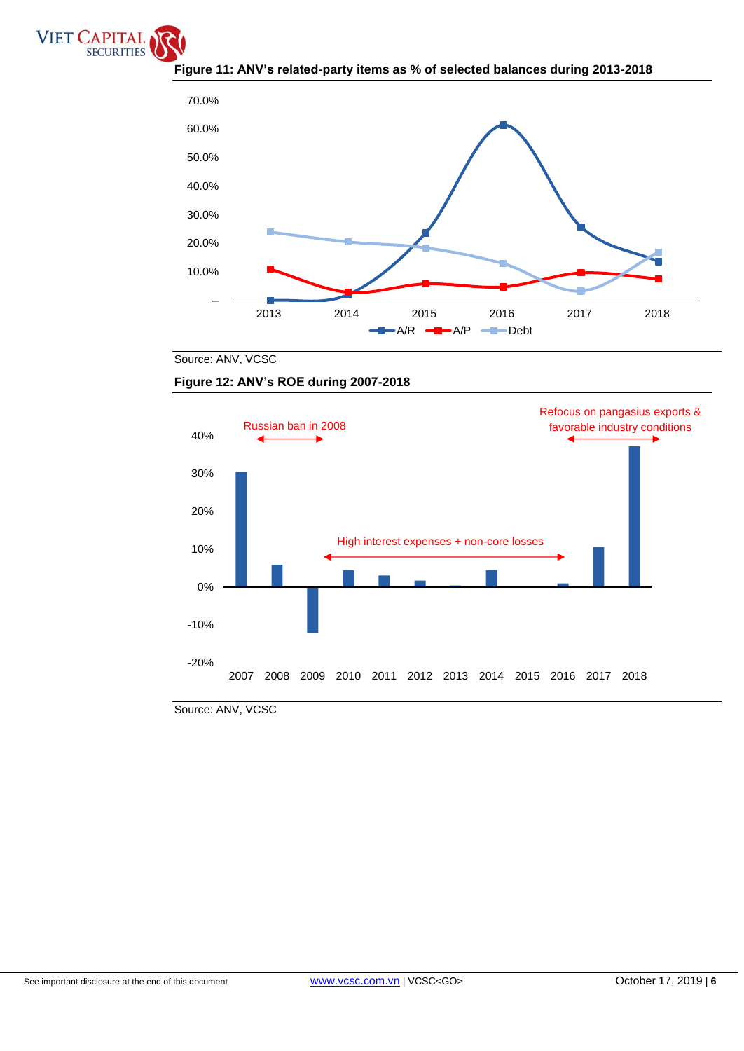**Figure 11: ANV's related-party items as % of selected balances during 2013-2018**

Source: ANV, VCSC

**Figure 12: ANV's ROE during 2007-2018**

Source: ANV, VCSC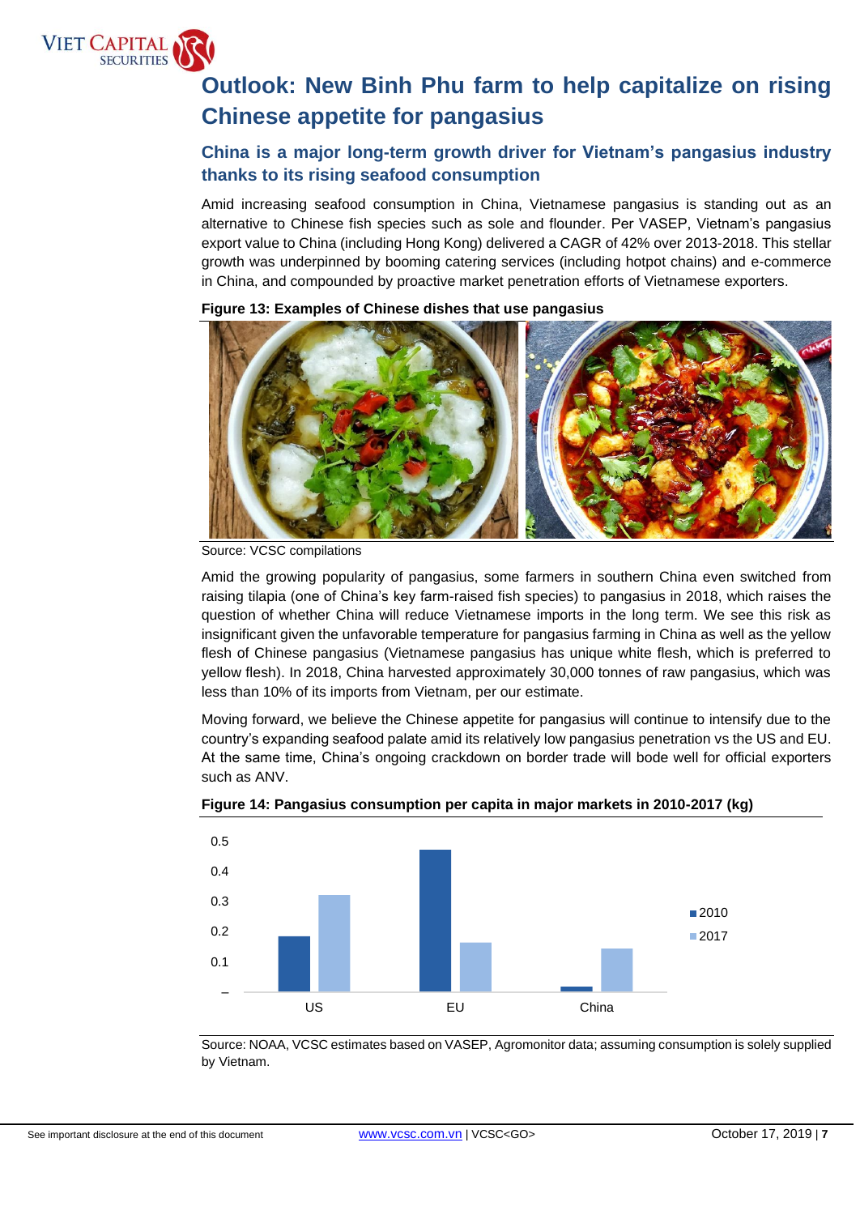# Outlook: New Binh Phu farm to help capitalize on rising Chinese appetite for pangasius

## China is a major long-term growth driver for Vietnam's pangasius industry thanks to its rising seafood consumption

Amid increasing seafood consumption in China, Vietnamese pangasius is standing out as an alternative to Chinese fish species such as sole and flounder. Per VASEP, Vietnam's pangasius export value to China (including Hong Kong) delivered a CAGR of 42% over 2013-2018. This stellar growth was underpinned by booming catering services (including hotpot chains) and e-commerce in China, and compounded by proactive market penetration efforts of Vietnamese exporters.

**Figure 13: Examples of Chinese dishes that use pangasius**

Source: VCSC compilations

Amid the growing popularity of pangasius, some farmers in southern China even switched from raising tilapia (one of China's key farm-raised fish species) to pangasius in 2018, which raises the question of whether China will reduce Vietnamese imports in the long term. We see this risk as insignificant given the unfavorable temperature for pangasius farming in China as well as the yellow flesh of Chinese pangasius (Vietnamese pangasius has unique white flesh, which is preferred to yellow flesh). In 2018, China harvested approximately 30,000 tonnes of raw pangasius, which was less than 10% of its imports from Vietnam, per our estimate.

Moving forward, we believe the Chinese appetite for pangasius will continue to intensify due to the country's expanding seafood palate amid its relatively low pangasius penetration vs the US and EU. At the same time, China's ongoing crackdown on border trade will bode well for official exporters such as ANV.

**Figure 14: Pangasius consumption per capita in major markets in 2010-2017 (kg)**

| | 2010 | 2017 |
|---|---|---|
| US | ~0.18 | ~0.32 |
| EU | ~0.47 | ~0.16 |
| China | ~0.01 | ~0.14 |

Source: NOAA, VCSC estimates based on VASEP, Agromonitor data; assuming consumption is solely supplied by Vietnam.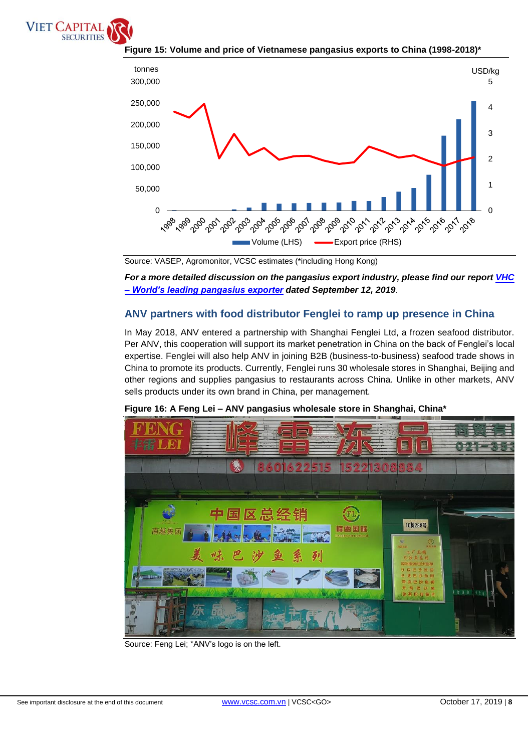**Figure 15: Volume and price of Vietnamese pangasius exports to China (1998-2018)***

Source: VASEP, Agromonitor, VCSC estimates (*including Hong Kong)

***For a more detailed discussion on the pangasius export industry, please find our report VHC – World's leading pangasius exporter dated September 12, 2019*.**

## ANV partners with food distributor Fenglei to ramp up presence in China

In May 2018, ANV entered a partnership with Shanghai Fenglei Ltd, a frozen seafood distributor. Per ANV, this cooperation will support its market penetration in China on the back of Fenglei's local expertise. Fenglei will also help ANV in joining B2B (business-to-business) seafood trade shows in China to promote its products. Currently, Fenglei runs 30 wholesale stores in Shanghai, Beijing and other regions and supplies pangasius to restaurants across China. Unlike in other markets, ANV sells products under its own brand in China, per management.

**Figure 16: A Feng Lei – ANV pangasius wholesale store in Shanghai, China***

Source: Feng Lei; *ANV's logo is on the left.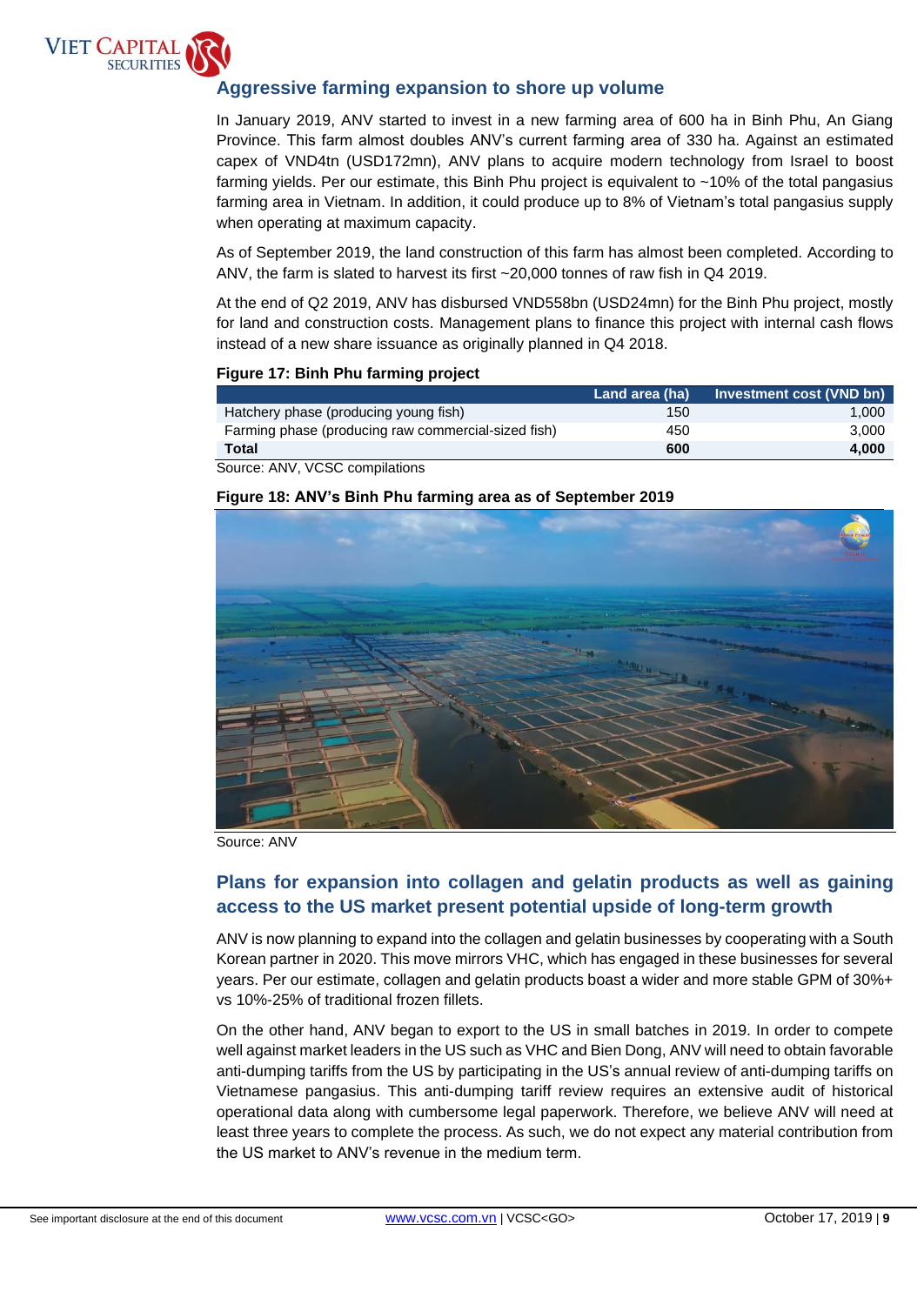## Aggressive farming expansion to shore up volume

In January 2019, ANV started to invest in a new farming area of 600 ha in Binh Phu, An Giang Province. This farm almost doubles ANV's current farming area of 330 ha. Against an estimated capex of VND4tn (USD172mn), ANV plans to acquire modern technology from Israel to boost farming yields. Per our estimate, this Binh Phu project is equivalent to ~10% of the total pangasius farming area in Vietnam. In addition, it could produce up to 8% of Vietnam's total pangasius supply when operating at maximum capacity.

As of September 2019, the land construction of this farm has almost been completed. According to ANV, the farm is slated to harvest its first ~20,000 tonnes of raw fish in Q4 2019.

At the end of Q2 2019, ANV has disbursed VND558bn (USD24mn) for the Binh Phu project, mostly for land and construction costs. Management plans to finance this project with internal cash flows instead of a new share issuance as originally planned in Q4 2018.

**Figure 17: Binh Phu farming project**

| | Land area (ha) | Investment cost (VND bn) |
|---|---|---|
| Hatchery phase (producing young fish) | 150 | 1,000 |
| Farming phase (producing raw commercial-sized fish) | 450 | 3,000 |
| **Total** | **600** | **4,000** |

Source: ANV, VCSC compilations

**Figure 18: ANV's Binh Phu farming area as of September 2019**

Source: ANV

## Plans for expansion into collagen and gelatin products as well as gaining access to the US market present potential upside of long-term growth

ANV is now planning to expand into the collagen and gelatin businesses by cooperating with a South Korean partner in 2020. This move mirrors VHC, which has engaged in these businesses for several years. Per our estimate, collagen and gelatin products boast a wider and more stable GPM of 30%+ vs 10%-25% of traditional frozen fillets.

On the other hand, ANV began to export to the US in small batches in 2019. In order to compete well against market leaders in the US such as VHC and Bien Dong, ANV will need to obtain favorable anti-dumping tariffs from the US by participating in the US's annual review of anti-dumping tariffs on Vietnamese pangasius. This anti-dumping tariff review requires an extensive audit of historical operational data along with cumbersome legal paperwork. Therefore, we believe ANV will need at least three years to complete the process. As such, we do not expect any material contribution from the US market to ANV's revenue in the medium term.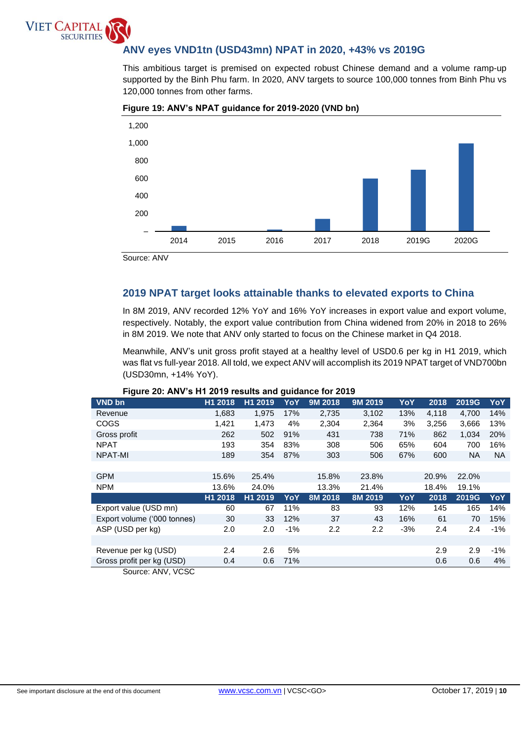## ANV eyes VND1tn (USD43mn) NPAT in 2020, +43% vs 2019G

This ambitious target is premised on expected robust Chinese demand and a volume ramp-up supported by the Binh Phu farm. In 2020, ANV targets to source 100,000 tonnes from Binh Phu vs 120,000 tonnes from other farms.

**Figure 19: ANV's NPAT guidance for 2019-2020 (VND bn)**

Source: ANV

## 2019 NPAT target looks attainable thanks to elevated exports to China

In 8M 2019, ANV recorded 12% YoY and 16% YoY increases in export value and export volume, respectively. Notably, the export value contribution from China widened from 20% in 2018 to 26% in 8M 2019. We note that ANV only started to focus on the Chinese market in Q4 2018.

Meanwhile, ANV's unit gross profit stayed at a healthy level of USD0.6 per kg in H1 2019, which was flat vs full-year 2018. All told, we expect ANV will accomplish its 2019 NPAT target of VND700bn (USD30mn, +14% YoY).

**Figure 20: ANV's H1 2019 results and guidance for 2019**

| VND bn | H1 2018 | H1 2019 | YoY | 9M 2018 | 9M 2019 | YoY | 2018 | 2019G | YoY |
|---|---|---|---|---|---|---|---|---|---|
| Revenue | 1,683 | 1,975 | 17% | 2,735 | 3,102 | 13% | 4,118 | 4,700 | 14% |
| COGS | 1,421 | 1,473 | 4% | 2,304 | 2,364 | 3% | 3,256 | 3,666 | 13% |
| Gross profit | 262 | 502 | 91% | 431 | 738 | 71% | 862 | 1,034 | 20% |
| NPAT | 193 | 354 | 83% | 308 | 506 | 65% | 604 | 700 | 16% |
| NPAT-MI | 189 | 354 | 87% | 303 | 506 | 67% | 600 | NA | NA |
| | | | | | | | | | |
| GPM | 15.6% | 25.4% | | 15.8% | 23.8% | | 20.9% | 22.0% | |
| NPM | 13.6% | 24.0% | | 13.3% | 21.4% | | 18.4% | 19.1% | |
| | **H1 2018** | **H1 2019** | **YoY** | **8M 2018** | **8M 2019** | **YoY** | **2018** | **2019G** | **YoY** |
| Export value (USD mn) | 60 | 67 | 11% | 83 | 93 | 12% | 145 | 165 | 14% |
| Export volume ('000 tonnes) | 30 | 33 | 12% | 37 | 43 | 16% | 61 | 70 | 15% |
| ASP (USD per kg) | 2.0 | 2.0 | -1% | 2.2 | 2.2 | -3% | 2.4 | 2.4 | -1% |
| | | | | | | | | | |
| Revenue per kg (USD) | 2.4 | 2.6 | 5% | | | | 2.9 | 2.9 | -1% |
| Gross profit per kg (USD) | 0.4 | 0.6 | 71% | | | | 0.6 | 0.6 | 4% |

Source: ANV, VCSC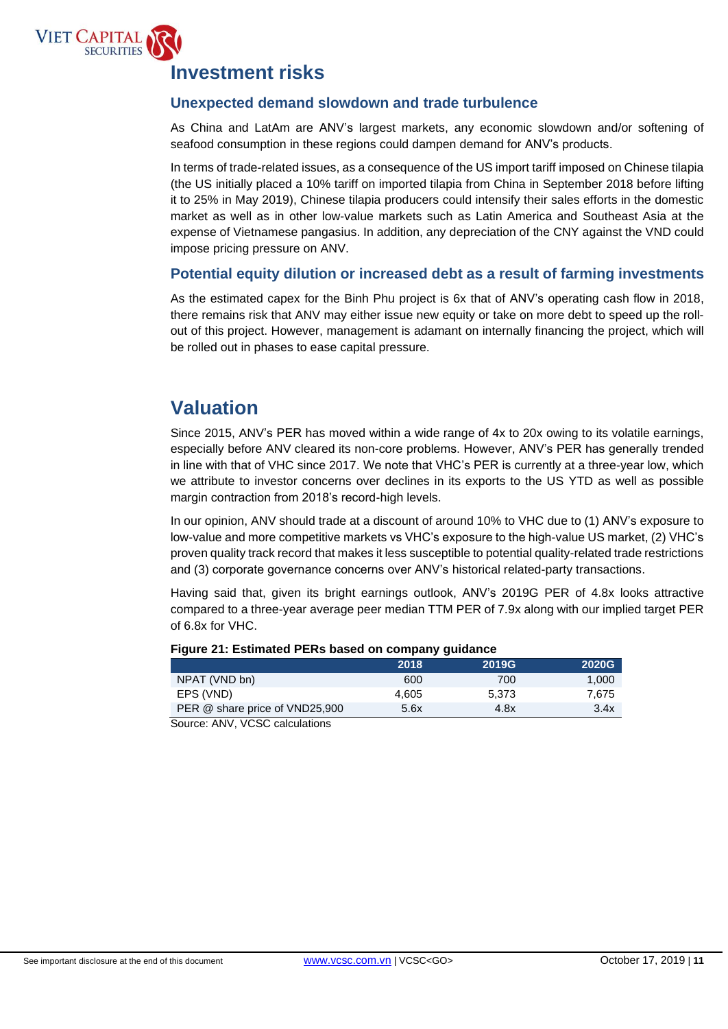# Investment risks

## Unexpected demand slowdown and trade turbulence

As China and LatAm are ANV's largest markets, any economic slowdown and/or softening of seafood consumption in these regions could dampen demand for ANV's products.

In terms of trade-related issues, as a consequence of the US import tariff imposed on Chinese tilapia (the US initially placed a 10% tariff on imported tilapia from China in September 2018 before lifting it to 25% in May 2019), Chinese tilapia producers could intensify their sales efforts in the domestic market as well as in other low-value markets such as Latin America and Southeast Asia at the expense of Vietnamese pangasius. In addition, any depreciation of the CNY against the VND could impose pricing pressure on ANV.

## Potential equity dilution or increased debt as a result of farming investments

As the estimated capex for the Binh Phu project is 6x that of ANV's operating cash flow in 2018, there remains risk that ANV may either issue new equity or take on more debt to speed up the roll-out of this project. However, management is adamant on internally financing the project, which will be rolled out in phases to ease capital pressure.

# Valuation

Since 2015, ANV's PER has moved within a wide range of 4x to 20x owing to its volatile earnings, especially before ANV cleared its non-core problems. However, ANV's PER has generally trended in line with that of VHC since 2017. We note that VHC's PER is currently at a three-year low, which we attribute to investor concerns over declines in its exports to the US YTD as well as possible margin contraction from 2018's record-high levels.

In our opinion, ANV should trade at a discount of around 10% to VHC due to (1) ANV's exposure to low-value and more competitive markets vs VHC's exposure to the high-value US market, (2) VHC's proven quality track record that makes it less susceptible to potential quality-related trade restrictions and (3) corporate governance concerns over ANV's historical related-party transactions.

Having said that, given its bright earnings outlook, ANV's 2019G PER of 4.8x looks attractive compared to a three-year average peer median TTM PER of 7.9x along with our implied target PER of 6.8x for VHC.

**Figure 21: Estimated PERs based on company guidance**

| | 2018 | 2019G | 2020G |
|---|---|---|---|
| NPAT (VND bn) | 600 | 700 | 1,000 |
| EPS (VND) | 4,605 | 5,373 | 7,675 |
| PER @ share price of VND25,900 | 5.6x | 4.8x | 3.4x |

Source: ANV, VCSC calculations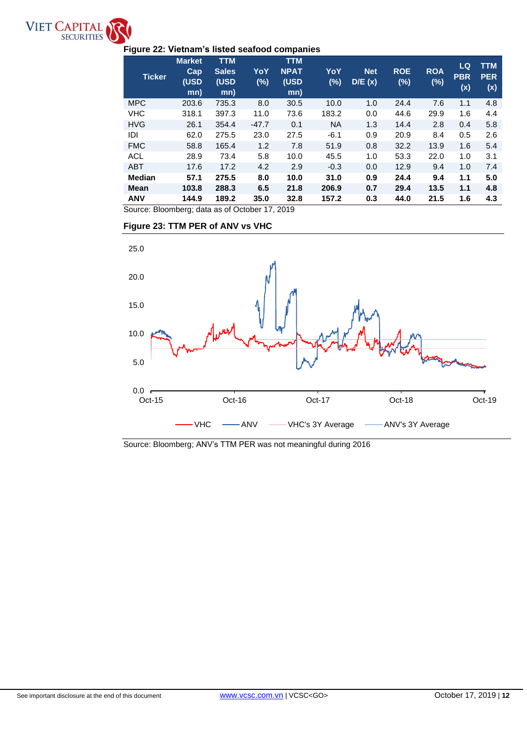**Figure 22: Vietnam's listed seafood companies**

| Ticker | Market Cap (USD mn) | TTM Sales (USD mn) | YoY (%) | TTM NPAT (USD mn) | YoY (%) | Net D/E (x) | ROE (%) | ROA (%) | LQ PBR (x) | TTM PER (x) |
|---|---|---|---|---|---|---|---|---|---|---|
| MPC | 203.6 | 735.3 | 8.0 | 30.5 | 10.0 | 1.0 | 24.4 | 7.6 | 1.1 | 4.8 |
| VHC | 318.1 | 397.3 | 11.0 | 73.6 | 183.2 | 0.0 | 44.6 | 29.9 | 1.6 | 4.4 |
| HVG | 26.1 | 354.4 | -47.7 | 0.1 | NA | 1.3 | 14.4 | 2.8 | 0.4 | 5.8 |
| IDI | 62.0 | 275.5 | 23.0 | 27.5 | -6.1 | 0.9 | 20.9 | 8.4 | 0.5 | 2.6 |
| FMC | 58.8 | 165.4 | 1.2 | 7.8 | 51.9 | 0.8 | 32.2 | 13.9 | 1.6 | 5.4 |
| ACL | 28.9 | 73.4 | 5.8 | 10.0 | 45.5 | 1.0 | 53.3 | 22.0 | 1.0 | 3.1 |
| ABT | 17.6 | 17.2 | 4.2 | 2.9 | -0.3 | 0.0 | 12.9 | 9.4 | 1.0 | 7.4 |
| **Median** | **57.1** | **275.5** | **8.0** | **10.0** | **31.0** | **0.9** | **24.4** | **9.4** | **1.1** | **5.0** |
| **Mean** | **103.8** | **288.3** | **6.5** | **21.8** | **206.9** | **0.7** | **29.4** | **13.5** | **1.1** | **4.8** |
| **ANV** | **144.9** | **189.2** | **35.0** | **32.8** | **157.2** | **0.3** | **44.0** | **21.5** | **1.6** | **4.3** |

Source: Bloomberg; data as of October 17, 2019

**Figure 23: TTM PER of ANV vs VHC**

Source: Bloomberg; ANV's TTM PER was not meaningful during 2016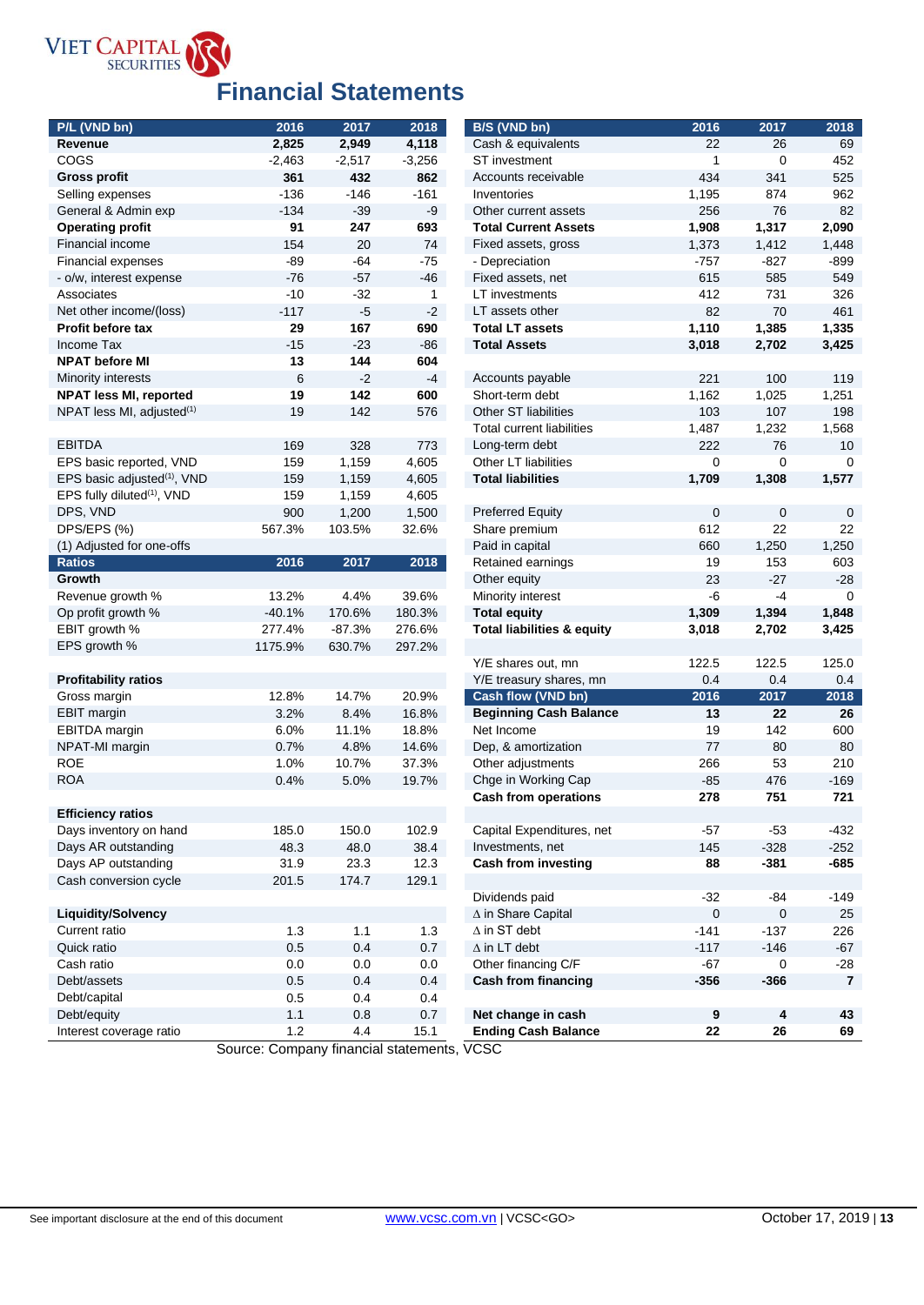# Financial Statements

| P/L (VND bn) | 2016 | 2017 | 2018 |
|---|---|---|---|
| **Revenue** | **2,825** | **2,949** | **4,118** |
| COGS | -2,463 | -2,517 | -3,256 |
| **Gross profit** | **361** | **432** | **862** |
| Selling expenses | -136 | -146 | -161 |
| General & Admin exp | -134 | -39 | -9 |
| **Operating profit** | **91** | **247** | **693** |
| Financial income | 154 | 20 | 74 |
| Financial expenses | -89 | -64 | -75 |
| - o/w, interest expense | -76 | -57 | -46 |
| Associates | -10 | -32 | 1 |
| Net other income/(loss) | -117 | -5 | -2 |
| **Profit before tax** | **29** | **167** | **690** |
| Income Tax | -15 | -23 | -86 |
| **NPAT before MI** | **13** | **144** | **604** |
| Minority interests | 6 | -2 | -4 |
| **NPAT less MI, reported** | **19** | **142** | **600** |
| NPAT less MI, adjusted[1] | 19 | 142 | 576 |
| | | | |
| EBITDA | 169 | 328 | 773 |
| EPS basic reported, VND | 159 | 1,159 | 4,605 |
| EPS basic adjusted[1], VND | 159 | 1,159 | 4,605 |
| EPS fully diluted[1], VND | 159 | 1,159 | 4,605 |
| DPS, VND | 900 | 1,200 | 1,500 |
| DPS/EPS (%) | 567.3% | 103.5% | 32.6% |
| (1) Adjusted for one-offs | | | |

| Ratios | 2016 | 2017 | 2018 |
|---|---|---|---|
| **Growth** | | | |
| Revenue growth % | 13.2% | 4.4% | 39.6% |
| Op profit growth % | -40.1% | 170.6% | 180.3% |
| EBIT growth % | 277.4% | -87.3% | 276.6% |
| EPS growth % | 1175.9% | 630.7% | 297.2% |
| | | | |
| **Profitability ratios** | | | |
| Gross margin | 12.8% | 14.7% | 20.9% |
| EBIT margin | 3.2% | 8.4% | 16.8% |
| EBITDA margin | 6.0% | 11.1% | 18.8% |
| NPAT-MI margin | 0.7% | 4.8% | 14.6% |
| ROE | 1.0% | 10.7% | 37.3% |
| ROA | 0.4% | 5.0% | 19.7% |
| | | | |
| **Efficiency ratios** | | | |
| Days inventory on hand | 185.0 | 150.0 | 102.9 |
| Days AR outstanding | 48.3 | 48.0 | 38.4 |
| Days AP outstanding | 31.9 | 23.3 | 12.3 |
| Cash conversion cycle | 201.5 | 174.7 | 129.1 |
| | | | |
| **Liquidity/Solvency** | | | |
| Current ratio | 1.3 | 1.1 | 1.3 |
| Quick ratio | 0.5 | 0.4 | 0.7 |
| Cash ratio | 0.0 | 0.0 | 0.0 |
| Debt/assets | 0.5 | 0.4 | 0.4 |
| Debt/capital | 0.5 | 0.4 | 0.4 |
| Debt/equity | 1.1 | 0.8 | 0.7 |
| Interest coverage ratio | 1.2 | 4.4 | 15.1 |

| B/S (VND bn) | 2016 | 2017 | 2018 |
|---|---|---|---|
| Cash & equivalents | 22 | 26 | 69 |
| ST investment | 1 | 0 | 452 |
| Accounts receivable | 434 | 341 | 525 |
| Inventories | 1,195 | 874 | 962 |
| Other current assets | 256 | 76 | 82 |
| **Total Current Assets** | **1,908** | **1,317** | **2,090** |
| Fixed assets, gross | 1,373 | 1,412 | 1,448 |
| - Depreciation | -757 | -827 | -899 |
| Fixed assets, net | 615 | 585 | 549 |
| LT investments | 412 | 731 | 326 |
| LT assets other | 82 | 70 | 461 |
| **Total LT assets** | **1,110** | **1,385** | **1,335** |
| **Total Assets** | **3,018** | **2,702** | **3,425** |
| | | | |
| Accounts payable | 221 | 100 | 119 |
| Short-term debt | 1,162 | 1,025 | 1,251 |
| Other ST liabilities | 103 | 107 | 198 |
| Total current liabilities | 1,487 | 1,232 | 1,568 |
| Long-term debt | 222 | 76 | 10 |
| Other LT liabilities | 0 | 0 | 0 |
| **Total liabilities** | **1,709** | **1,308** | **1,577** |
| | | | |
| Preferred Equity | 0 | 0 | 0 |
| Share premium | 612 | 22 | 22 |
| Paid in capital | 660 | 1,250 | 1,250 |
| Retained earnings | 19 | 153 | 603 |
| Other equity | 23 | -27 | -28 |
| Minority interest | -6 | -4 | 0 |
| **Total equity** | **1,309** | **1,394** | **1,848** |
| **Total liabilities & equity** | **3,018** | **2,702** | **3,425** |
| | | | |
| Y/E shares out, mn | 122.5 | 122.5 | 125.0 |
| Y/E treasury shares, mn | 0.4 | 0.4 | 0.4 |

| Cash flow (VND bn) | 2016 | 2017 | 2018 |
|---|---|---|---|
| **Beginning Cash Balance** | **13** | **22** | **26** |
| Net Income | 19 | 142 | 600 |
| Dep, & amortization | 77 | 80 | 80 |
| Other adjustments | 266 | 53 | 210 |
| Chge in Working Cap | -85 | 476 | -169 |
| **Cash from operations** | **278** | **751** | **721** |
| | | | |
| Capital Expenditures, net | -57 | -53 | -432 |
| Investments, net | 145 | -328 | -252 |
| **Cash from investing** | **88** | **-381** | **-685** |
| | | | |
| Dividends paid | -32 | -84 | -149 |
| ∆ in Share Capital | 0 | 0 | 25 |
| ∆ in ST debt | -141 | -137 | 226 |
| ∆ in LT debt | -117 | -146 | -67 |
| Other financing C/F | -67 | 0 | -28 |
| **Cash from financing** | **-356** | **-366** | **7** |
| | | | |
| **Net change in cash** | **9** | **4** | **43** |
| **Ending Cash Balance** | **22** | **26** | **69** |

Source: Company financial statements, VCSC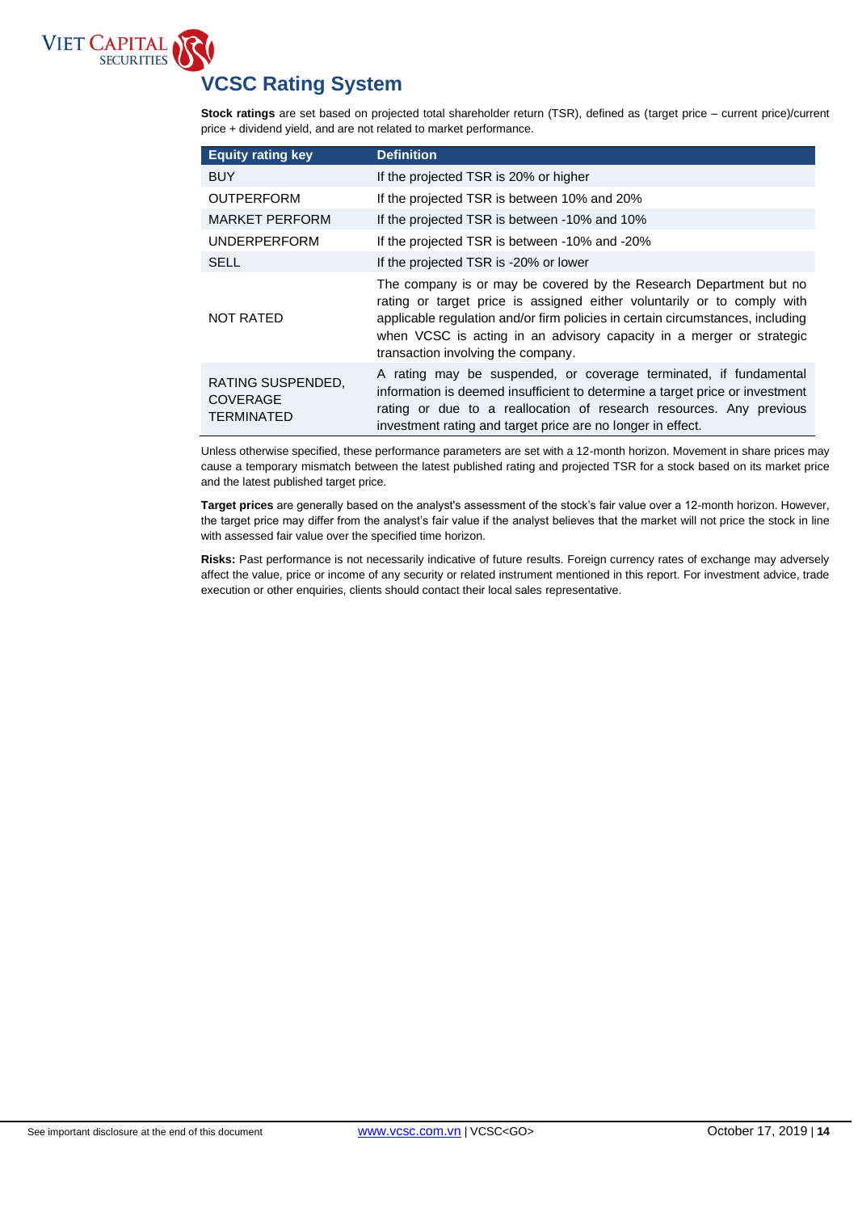# VCSC Rating System

**Stock ratings** are set based on projected total shareholder return (TSR), defined as (target price – current price)/current price + dividend yield, and are not related to market performance.

| Equity rating key | Definition |
|---|---|
| BUY | If the projected TSR is 20% or higher |
| OUTPERFORM | If the projected TSR is between 10% and 20% |
| MARKET PERFORM | If the projected TSR is between -10% and 10% |
| UNDERPERFORM | If the projected TSR is between -10% and -20% |
| SELL | If the projected TSR is -20% or lower |
| NOT RATED | The company is or may be covered by the Research Department but no rating or target price is assigned either voluntarily or to comply with applicable regulation and/or firm policies in certain circumstances, including when VCSC is acting in an advisory capacity in a merger or strategic transaction involving the company. |
| RATING SUSPENDED, COVERAGE TERMINATED | A rating may be suspended, or coverage terminated, if fundamental information is deemed insufficient to determine a target price or investment rating or due to a reallocation of research resources. Any previous investment rating and target price are no longer in effect. |

Unless otherwise specified, these performance parameters are set with a 12-month horizon. Movement in share prices may cause a temporary mismatch between the latest published rating and projected TSR for a stock based on its market price and the latest published target price.

**Target prices** are generally based on the analyst's assessment of the stock's fair value over a 12-month horizon. However, the target price may differ from the analyst's fair value if the analyst believes that the market will not price the stock in line with assessed fair value over the specified time horizon.

**Risks:** Past performance is not necessarily indicative of future results. Foreign currency rates of exchange may adversely affect the value, price or income of any security or related instrument mentioned in this report. For investment advice, trade execution or other enquiries, clients should contact their local sales representative.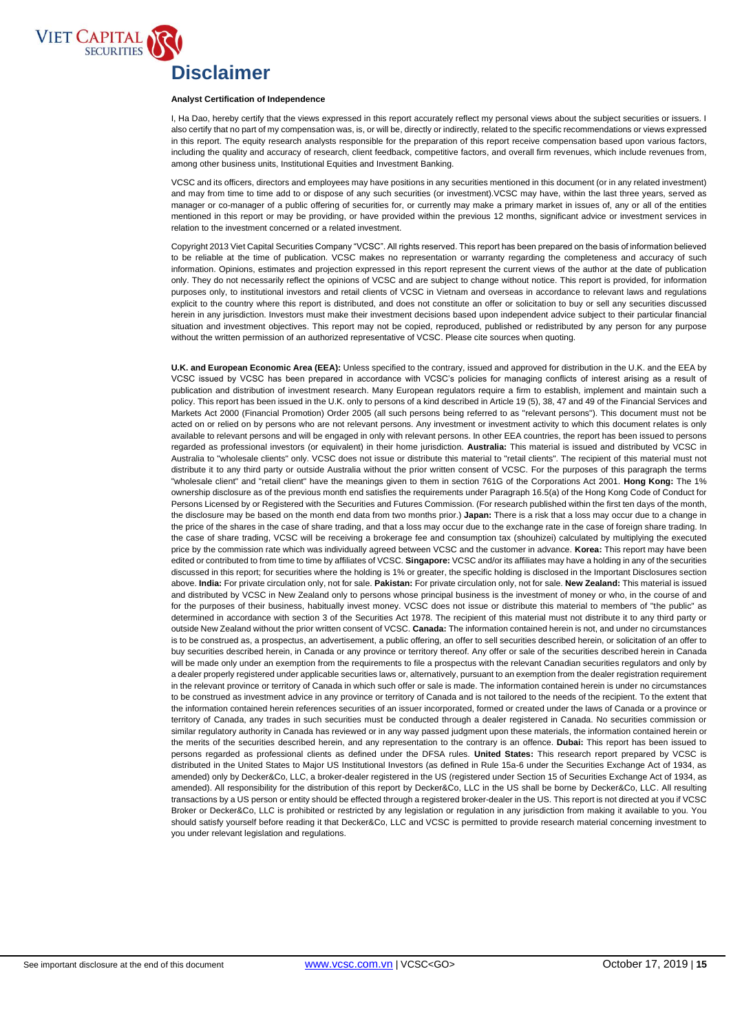# Disclaimer

**Analyst Certification of Independence**

I, Ha Dao, hereby certify that the views expressed in this report accurately reflect my personal views about the subject securities or issuers. I also certify that no part of my compensation was, is, or will be, directly or indirectly, related to the specific recommendations or views expressed in this report. The equity research analysts responsible for the preparation of this report receive compensation based upon various factors, including the quality and accuracy of research, client feedback, competitive factors, and overall firm revenues, which include revenues from, among other business units, Institutional Equities and Investment Banking.

VCSC and its officers, directors and employees may have positions in any securities mentioned in this document (or in any related investment) and may from time to time add to or dispose of any such securities (or investment).VCSC may have, within the last three years, served as manager or co-manager of a public offering of securities for, or currently may make a primary market in issues of, any or all of the entities mentioned in this report or may be providing, or have provided within the previous 12 months, significant advice or investment services in relation to the investment concerned or a related investment.

Copyright 2013 Viet Capital Securities Company "VCSC". All rights reserved. This report has been prepared on the basis of information believed to be reliable at the time of publication. VCSC makes no representation or warranty regarding the completeness and accuracy of such information. Opinions, estimates and projection expressed in this report represent the current views of the author at the date of publication only. They do not necessarily reflect the opinions of VCSC and are subject to change without notice. This report is provided, for information purposes only, to institutional investors and retail clients of VCSC in Vietnam and overseas in accordance to relevant laws and regulations explicit to the country where this report is distributed, and does not constitute an offer or solicitation to buy or sell any securities discussed herein in any jurisdiction. Investors must make their investment decisions based upon independent advice subject to their particular financial situation and investment objectives. This report may not be copied, reproduced, published or redistributed by any person for any purpose without the written permission of an authorized representative of VCSC. Please cite sources when quoting.

**U.K. and European Economic Area (EEA):** Unless specified to the contrary, issued and approved for distribution in the U.K. and the EEA by VCSC issued by VCSC has been prepared in accordance with VCSC's policies for managing conflicts of interest arising as a result of publication and distribution of investment research. Many European regulators require a firm to establish, implement and maintain such a policy. This report has been issued in the U.K. only to persons of a kind described in Article 19 (5), 38, 47 and 49 of the Financial Services and Markets Act 2000 (Financial Promotion) Order 2005 (all such persons being referred to as "relevant persons"). This document must not be acted on or relied on by persons who are not relevant persons. Any investment or investment activity to which this document relates is only available to relevant persons and will be engaged in only with relevant persons. In other EEA countries, the report has been issued to persons regarded as professional investors (or equivalent) in their home jurisdiction. **Australia:** This material is issued and distributed by VCSC in Australia to "wholesale clients" only. VCSC does not issue or distribute this material to "retail clients". The recipient of this material must not distribute it to any third party or outside Australia without the prior written consent of VCSC. For the purposes of this paragraph the terms "wholesale client" and "retail client" have the meanings given to them in section 761G of the Corporations Act 2001. **Hong Kong:** The 1% ownership disclosure as of the previous month end satisfies the requirements under Paragraph 16.5(a) of the Hong Kong Code of Conduct for Persons Licensed by or Registered with the Securities and Futures Commission. (For research published within the first ten days of the month, the disclosure may be based on the month end data from two months prior.) **Japan:** There is a risk that a loss may occur due to a change in the price of the shares in the case of share trading, and that a loss may occur due to the exchange rate in the case of foreign share trading. In the case of share trading, VCSC will be receiving a brokerage fee and consumption tax (shouhizei) calculated by multiplying the executed price by the commission rate which was individually agreed between VCSC and the customer in advance. **Korea:** This report may have been edited or contributed to from time to time by affiliates of VCSC. **Singapore:** VCSC and/or its affiliates may have a holding in any of the securities discussed in this report; for securities where the holding is 1% or greater, the specific holding is disclosed in the Important Disclosures section above. **India:** For private circulation only, not for sale. **Pakistan:** For private circulation only, not for sale. **New Zealand:** This material is issued and distributed by VCSC in New Zealand only to persons whose principal business is the investment of money or who, in the course of and for the purposes of their business, habitually invest money. VCSC does not issue or distribute this material to members of "the public" as determined in accordance with section 3 of the Securities Act 1978. The recipient of this material must not distribute it to any third party or outside New Zealand without the prior written consent of VCSC. **Canada:** The information contained herein is not, and under no circumstances is to be construed as, a prospectus, an advertisement, a public offering, an offer to sell securities described herein, or solicitation of an offer to buy securities described herein, in Canada or any province or territory thereof. Any offer or sale of the securities described herein in Canada will be made only under an exemption from the requirements to file a prospectus with the relevant Canadian securities regulators and only by a dealer properly registered under applicable securities laws or, alternatively, pursuant to an exemption from the dealer registration requirement in the relevant province or territory of Canada in which such offer or sale is made. The information contained herein is under no circumstances to be construed as investment advice in any province or territory of Canada and is not tailored to the needs of the recipient. To the extent that the information contained herein references securities of an issuer incorporated, formed or created under the laws of Canada or a province or territory of Canada, any trades in such securities must be conducted through a dealer registered in Canada. No securities commission or similar regulatory authority in Canada has reviewed or in any way passed judgment upon these materials, the information contained herein or the merits of the securities described herein, and any representation to the contrary is an offence. **Dubai:** This report has been issued to persons regarded as professional clients as defined under the DFSA rules. **United States:** This research report prepared by VCSC is distributed in the United States to Major US Institutional Investors (as defined in Rule 15a-6 under the Securities Exchange Act of 1934, as amended) only by Decker&Co, LLC, a broker-dealer registered in the US (registered under Section 15 of Securities Exchange Act of 1934, as amended). All responsibility for the distribution of this report by Decker&Co, LLC in the US shall be borne by Decker&Co, LLC. All resulting transactions by a US person or entity should be effected through a registered broker-dealer in the US. This report is not directed at you if VCSC Broker or Decker&Co, LLC is prohibited or restricted by any legislation or regulation in any jurisdiction from making it available to you. You should satisfy yourself before reading it that Decker&Co, LLC and VCSC is permitted to provide research material concerning investment to you under relevant legislation and regulations.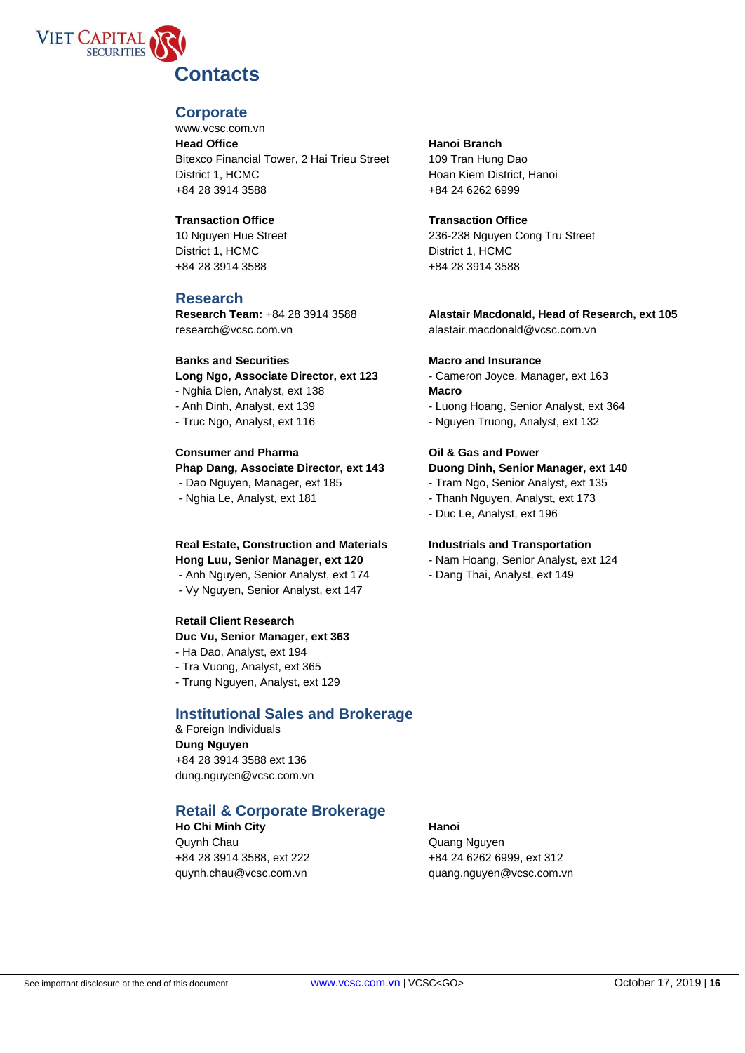# Contacts

## Corporate

www.vcsc.com.vn

**Head Office**
Bitexco Financial Tower, 2 Hai Trieu Street
District 1, HCMC
+84 28 3914 3588

**Transaction Office**
10 Nguyen Hue Street
District 1, HCMC
+84 28 3914 3588

**Hanoi Branch**
109 Tran Hung Dao
Hoan Kiem District, Hanoi
+84 24 6262 6999

**Transaction Office**
236-238 Nguyen Cong Tru Street
District 1, HCMC
+84 28 3914 3588

## Research

**Research Team:** +84 28 3914 3588
research@vcsc.com.vn

**Alastair Macdonald, Head of Research, ext 105**
alastair.macdonald@vcsc.com.vn

**Banks and Securities**
**Long Ngo, Associate Director, ext 123**
- Nghia Dien, Analyst, ext 138
- Anh Dinh, Analyst, ext 139
- Truc Ngo, Analyst, ext 116

**Consumer and Pharma**
**Phap Dang, Associate Director, ext 143**
- Dao Nguyen, Manager, ext 185
- Nghia Le, Analyst, ext 181

**Real Estate, Construction and Materials**
**Hong Luu, Senior Manager, ext 120**
- Anh Nguyen, Senior Analyst, ext 174
- Vy Nguyen, Senior Analyst, ext 147

**Retail Client Research**
**Duc Vu, Senior Manager, ext 363**
- Ha Dao, Analyst, ext 194
- Tra Vuong, Analyst, ext 365
- Trung Nguyen, Analyst, ext 129

**Macro and Insurance**
- Cameron Joyce, Manager, ext 163

**Macro**
- Luong Hoang, Senior Analyst, ext 364
- Nguyen Truong, Analyst, ext 132

**Oil & Gas and Power**
**Duong Dinh, Senior Manager, ext 140**
- Tram Ngo, Senior Analyst, ext 135
- Thanh Nguyen, Analyst, ext 173
- Duc Le, Analyst, ext 196

**Industrials and Transportation**
- Nam Hoang, Senior Analyst, ext 124
- Dang Thai, Analyst, ext 149

## Institutional Sales and Brokerage

& Foreign Individuals
**Dung Nguyen**
+84 28 3914 3588 ext 136
dung.nguyen@vcsc.com.vn

## Retail & Corporate Brokerage

**Ho Chi Minh City**
Quynh Chau
+84 28 3914 3588, ext 222
quynh.chau@vcsc.com.vn

**Hanoi**
Quang Nguyen
+84 24 6262 6999, ext 312
quang.nguyen@vcsc.com.vn